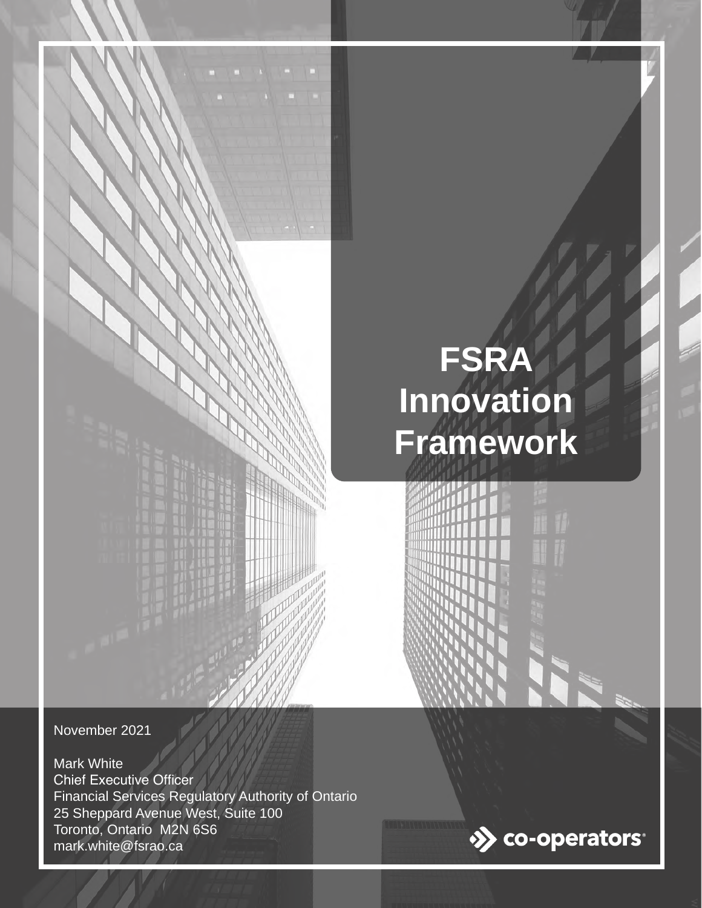# FSRA Innovation Framework

November 2021

Mark White
Chief Executive Officer
Financial Services Regulatory Authority of Ontario
25 Sheppard Avenue West, Suite 100
Toronto, Ontario M2N 6S6
mark.white@fsrao.ca

co-operators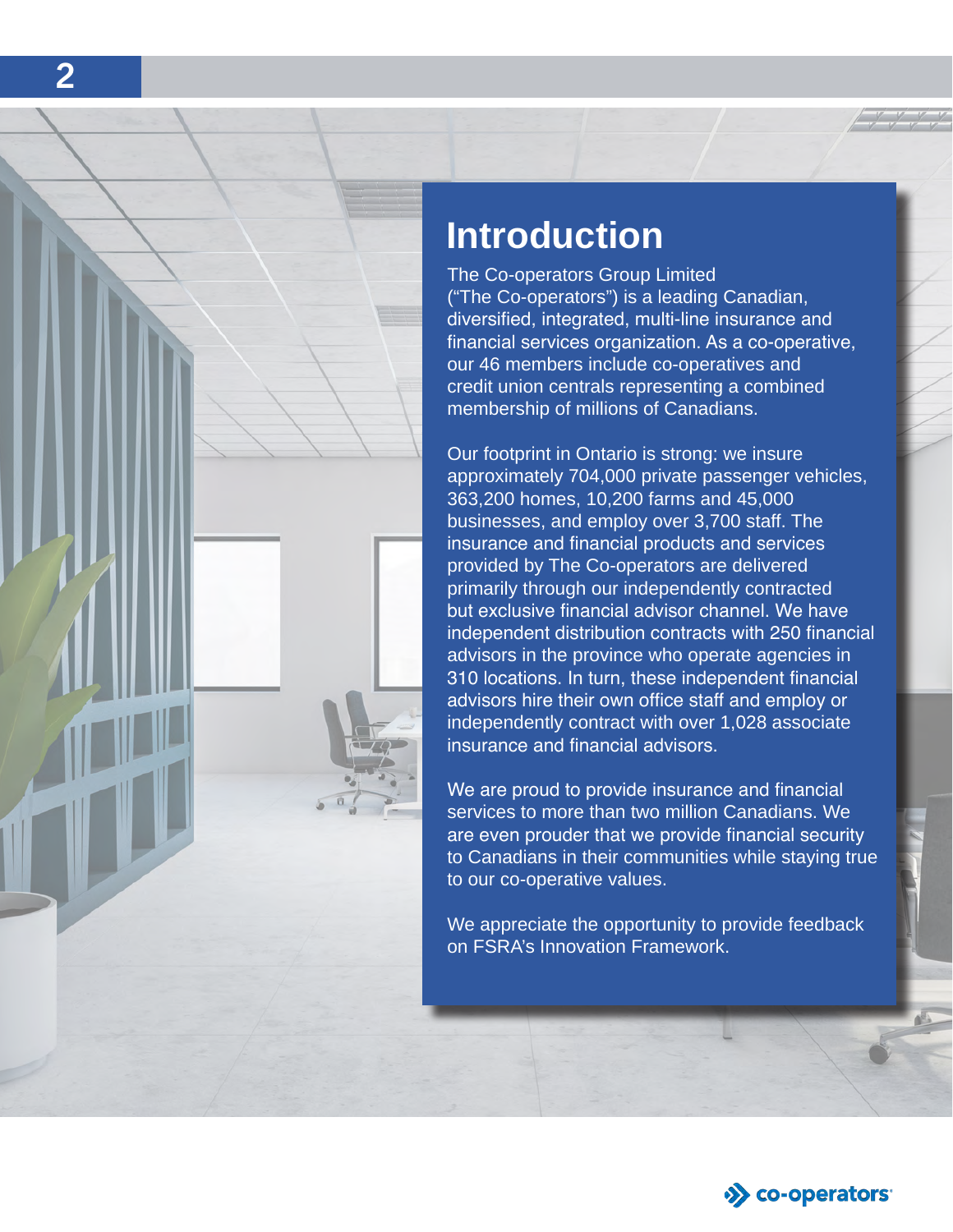# Introduction

The Co-operators Group Limited ("The Co-operators") is a leading Canadian, diversified, integrated, multi-line insurance and financial services organization. As a co-operative, our 46 members include co-operatives and credit union centrals representing a combined membership of millions of Canadians.

Our footprint in Ontario is strong: we insure approximately 704,000 private passenger vehicles, 363,200 homes, 10,200 farms and 45,000 businesses, and employ over 3,700 staff. The insurance and financial products and services provided by The Co-operators are delivered primarily through our independently contracted but exclusive financial advisor channel. We have independent distribution contracts with 250 financial advisors in the province who operate agencies in 310 locations. In turn, these independent financial advisors hire their own office staff and employ or independently contract with over 1,028 associate insurance and financial advisors.

We are proud to provide insurance and financial services to more than two million Canadians. We are even prouder that we provide financial security to Canadians in their communities while staying true to our co-operative values.

We appreciate the opportunity to provide feedback on FSRA's Innovation Framework.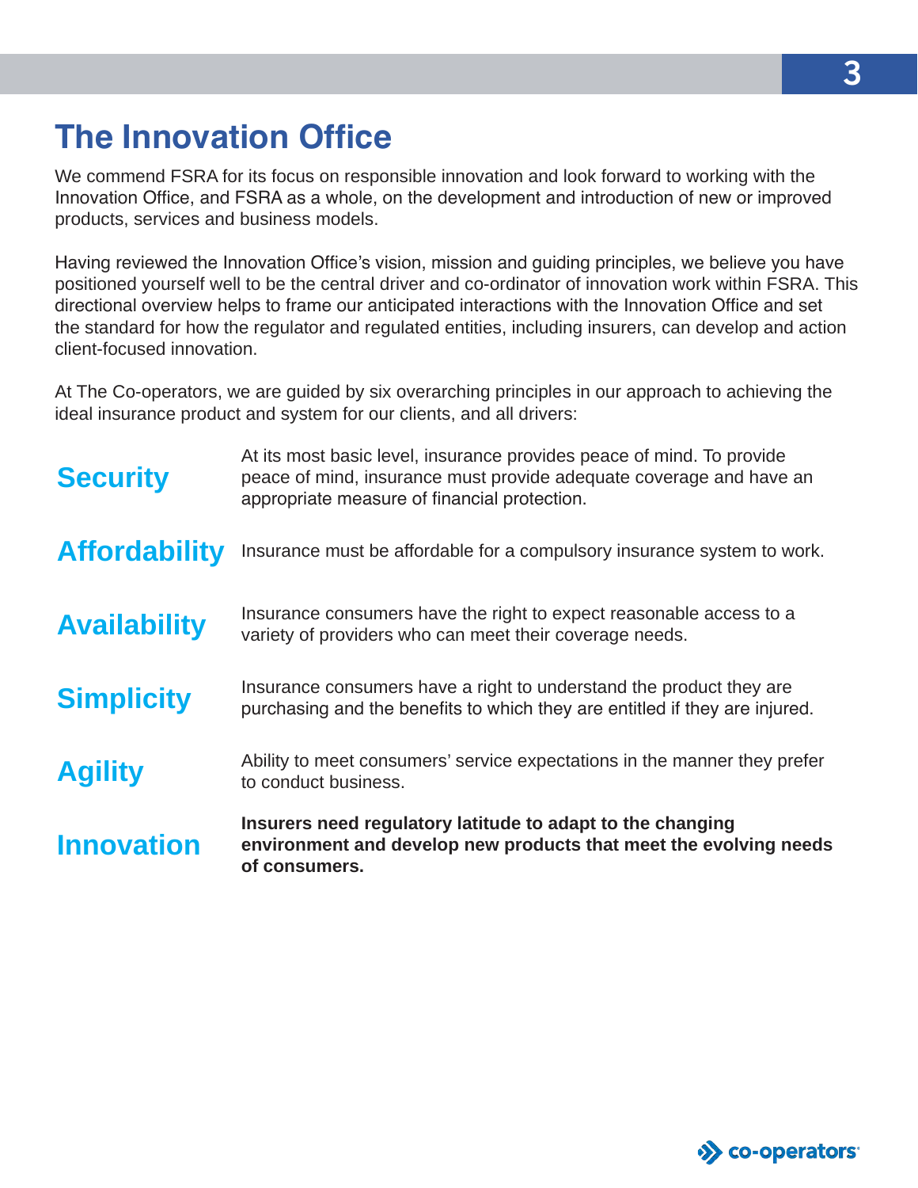# The Innovation Office

We commend FSRA for its focus on responsible innovation and look forward to working with the Innovation Office, and FSRA as a whole, on the development and introduction of new or improved products, services and business models.

Having reviewed the Innovation Office's vision, mission and guiding principles, we believe you have positioned yourself well to be the central driver and co-ordinator of innovation work within FSRA. This directional overview helps to frame our anticipated interactions with the Innovation Office and set the standard for how the regulator and regulated entities, including insurers, can develop and action client-focused innovation.

At The Co-operators, we are guided by six overarching principles in our approach to achieving the ideal insurance product and system for our clients, and all drivers:

**Security** — At its most basic level, insurance provides peace of mind. To provide peace of mind, insurance must provide adequate coverage and have an appropriate measure of financial protection.

**Affordability** — Insurance must be affordable for a compulsory insurance system to work.

**Availability** — Insurance consumers have the right to expect reasonable access to a variety of providers who can meet their coverage needs.

**Simplicity** — Insurance consumers have a right to understand the product they are purchasing and the benefits to which they are entitled if they are injured.

**Agility** — Ability to meet consumers' service expectations in the manner they prefer to conduct business.

**Innovation** — **Insurers need regulatory latitude to adapt to the changing environment and develop new products that meet the evolving needs of consumers.**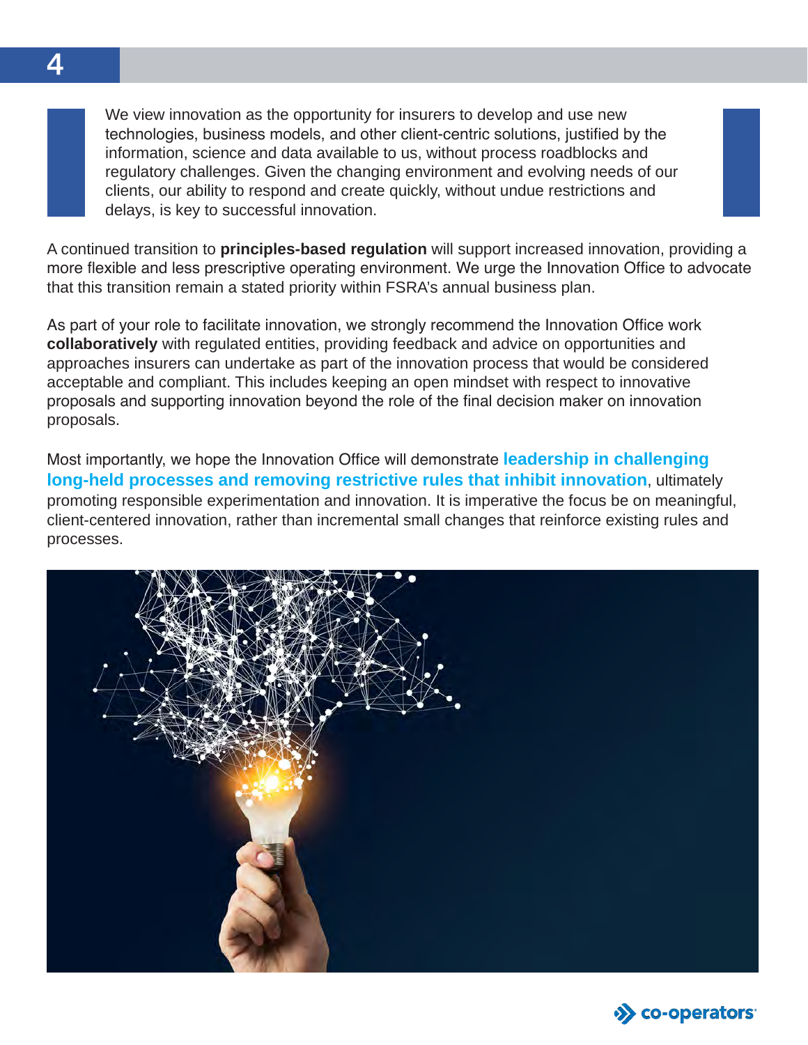We view innovation as the opportunity for insurers to develop and use new technologies, business models, and other client-centric solutions, justified by the information, science and data available to us, without process roadblocks and regulatory challenges. Given the changing environment and evolving needs of our clients, our ability to respond and create quickly, without undue restrictions and delays, is key to successful innovation.

A continued transition to **principles-based regulation** will support increased innovation, providing a more flexible and less prescriptive operating environment. We urge the Innovation Office to advocate that this transition remain a stated priority within FSRA's annual business plan.

As part of your role to facilitate innovation, we strongly recommend the Innovation Office work **collaboratively** with regulated entities, providing feedback and advice on opportunities and approaches insurers can undertake as part of the innovation process that would be considered acceptable and compliant. This includes keeping an open mindset with respect to innovative proposals and supporting innovation beyond the role of the final decision maker on innovation proposals.

Most importantly, we hope the Innovation Office will demonstrate **leadership in challenging long-held processes and removing restrictive rules that inhibit innovation**, ultimately promoting responsible experimentation and innovation. It is imperative the focus be on meaningful, client-centered innovation, rather than incremental small changes that reinforce existing rules and processes.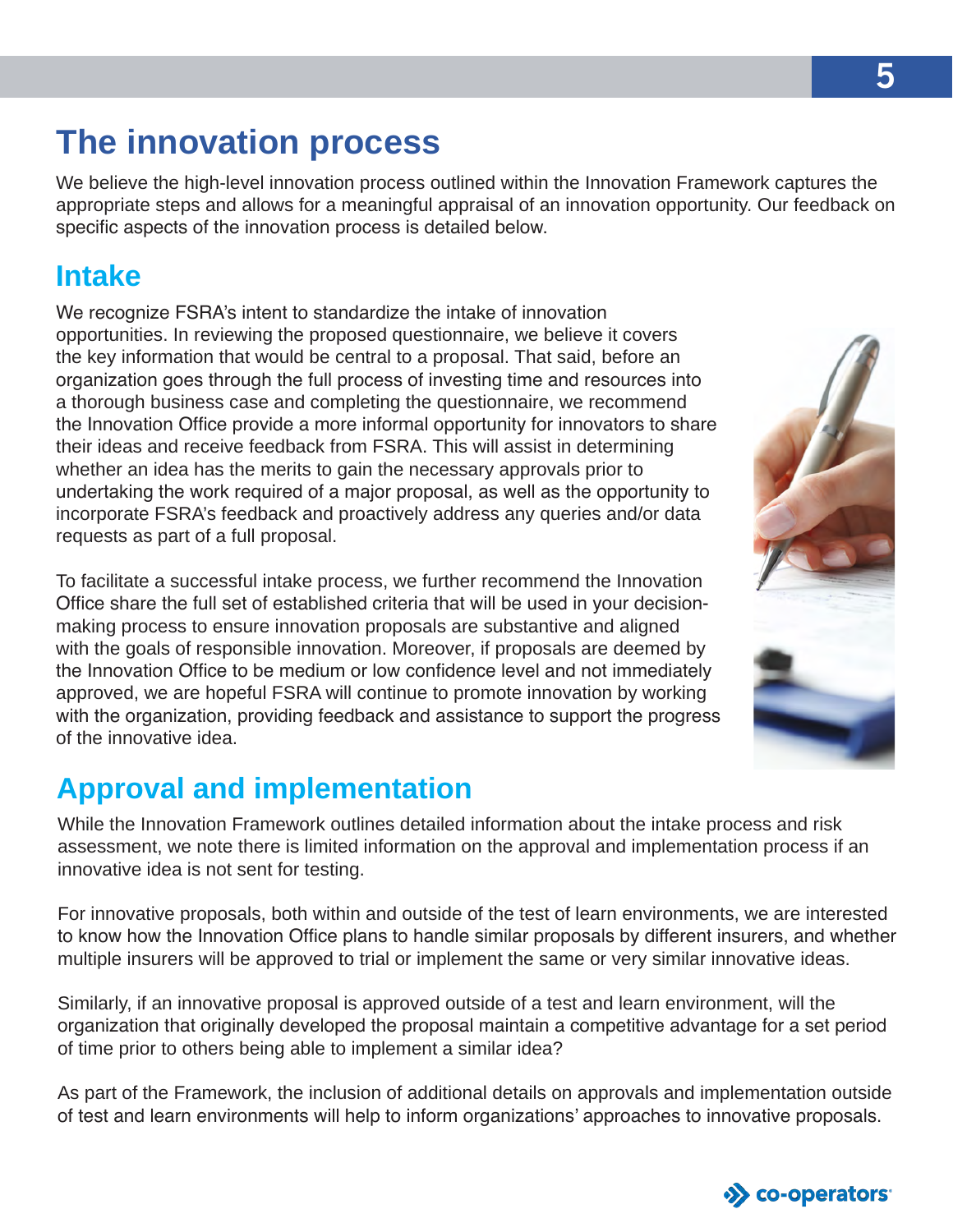# The innovation process

We believe the high-level innovation process outlined within the Innovation Framework captures the appropriate steps and allows for a meaningful appraisal of an innovation opportunity. Our feedback on specific aspects of the innovation process is detailed below.

## Intake

We recognize FSRA's intent to standardize the intake of innovation opportunities. In reviewing the proposed questionnaire, we believe it covers the key information that would be central to a proposal. That said, before an organization goes through the full process of investing time and resources into a thorough business case and completing the questionnaire, we recommend the Innovation Office provide a more informal opportunity for innovators to share their ideas and receive feedback from FSRA. This will assist in determining whether an idea has the merits to gain the necessary approvals prior to undertaking the work required of a major proposal, as well as the opportunity to incorporate FSRA's feedback and proactively address any queries and/or data requests as part of a full proposal.

To facilitate a successful intake process, we further recommend the Innovation Office share the full set of established criteria that will be used in your decision-making process to ensure innovation proposals are substantive and aligned with the goals of responsible innovation. Moreover, if proposals are deemed by the Innovation Office to be medium or low confidence level and not immediately approved, we are hopeful FSRA will continue to promote innovation by working with the organization, providing feedback and assistance to support the progress of the innovative idea.

## Approval and implementation

While the Innovation Framework outlines detailed information about the intake process and risk assessment, we note there is limited information on the approval and implementation process if an innovative idea is not sent for testing.

For innovative proposals, both within and outside of the test of learn environments, we are interested to know how the Innovation Office plans to handle similar proposals by different insurers, and whether multiple insurers will be approved to trial or implement the same or very similar innovative ideas.

Similarly, if an innovative proposal is approved outside of a test and learn environment, will the organization that originally developed the proposal maintain a competitive advantage for a set period of time prior to others being able to implement a similar idea?

As part of the Framework, the inclusion of additional details on approvals and implementation outside of test and learn environments will help to inform organizations' approaches to innovative proposals.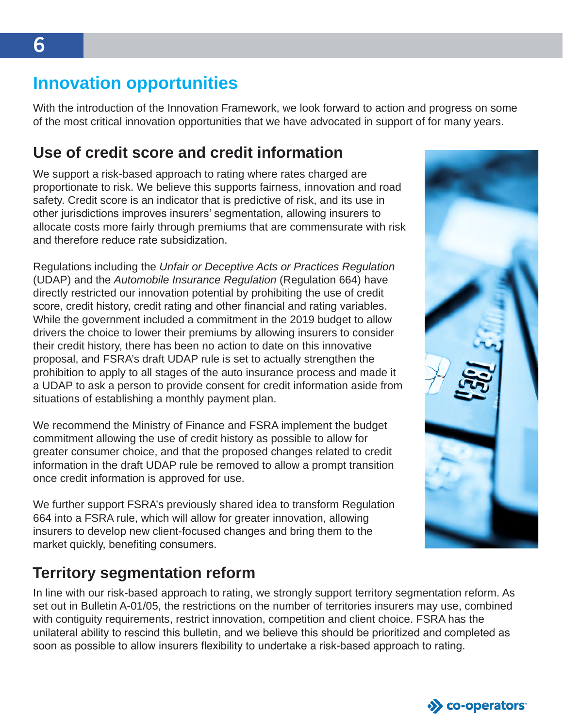# Innovation opportunities

With the introduction of the Innovation Framework, we look forward to action and progress on some of the most critical innovation opportunities that we have advocated in support of for many years.

## Use of credit score and credit information

We support a risk-based approach to rating where rates charged are proportionate to risk. We believe this supports fairness, innovation and road safety. Credit score is an indicator that is predictive of risk, and its use in other jurisdictions improves insurers' segmentation, allowing insurers to allocate costs more fairly through premiums that are commensurate with risk and therefore reduce rate subsidization.

Regulations including the *Unfair or Deceptive Acts or Practices Regulation* (UDAP) and the *Automobile Insurance Regulation* (Regulation 664) have directly restricted our innovation potential by prohibiting the use of credit score, credit history, credit rating and other financial and rating variables. While the government included a commitment in the 2019 budget to allow drivers the choice to lower their premiums by allowing insurers to consider their credit history, there has been no action to date on this innovative proposal, and FSRA's draft UDAP rule is set to actually strengthen the prohibition to apply to all stages of the auto insurance process and made it a UDAP to ask a person to provide consent for credit information aside from situations of establishing a monthly payment plan.

We recommend the Ministry of Finance and FSRA implement the budget commitment allowing the use of credit history as possible to allow for greater consumer choice, and that the proposed changes related to credit information in the draft UDAP rule be removed to allow a prompt transition once credit information is approved for use.

We further support FSRA's previously shared idea to transform Regulation 664 into a FSRA rule, which will allow for greater innovation, allowing insurers to develop new client-focused changes and bring them to the market quickly, benefiting consumers.

## Territory segmentation reform

In line with our risk-based approach to rating, we strongly support territory segmentation reform. As set out in Bulletin A-01/05, the restrictions on the number of territories insurers may use, combined with contiguity requirements, restrict innovation, competition and client choice. FSRA has the unilateral ability to rescind this bulletin, and we believe this should be prioritized and completed as soon as possible to allow insurers flexibility to undertake a risk-based approach to rating.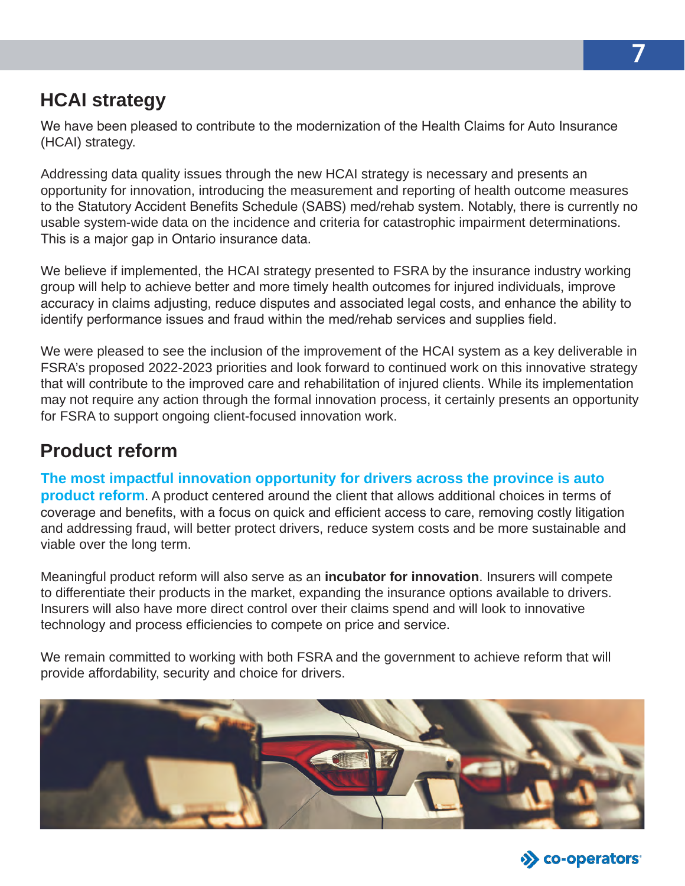## HCAI strategy

We have been pleased to contribute to the modernization of the Health Claims for Auto Insurance (HCAI) strategy.

Addressing data quality issues through the new HCAI strategy is necessary and presents an opportunity for innovation, introducing the measurement and reporting of health outcome measures to the Statutory Accident Benefits Schedule (SABS) med/rehab system. Notably, there is currently no usable system-wide data on the incidence and criteria for catastrophic impairment determinations. This is a major gap in Ontario insurance data.

We believe if implemented, the HCAI strategy presented to FSRA by the insurance industry working group will help to achieve better and more timely health outcomes for injured individuals, improve accuracy in claims adjusting, reduce disputes and associated legal costs, and enhance the ability to identify performance issues and fraud within the med/rehab services and supplies field.

We were pleased to see the inclusion of the improvement of the HCAI system as a key deliverable in FSRA's proposed 2022-2023 priorities and look forward to continued work on this innovative strategy that will contribute to the improved care and rehabilitation of injured clients. While its implementation may not require any action through the formal innovation process, it certainly presents an opportunity for FSRA to support ongoing client-focused innovation work.

## Product reform

**The most impactful innovation opportunity for drivers across the province is auto product reform**. A product centered around the client that allows additional choices in terms of coverage and benefits, with a focus on quick and efficient access to care, removing costly litigation and addressing fraud, will better protect drivers, reduce system costs and be more sustainable and viable over the long term.

Meaningful product reform will also serve as an **incubator for innovation**. Insurers will compete to differentiate their products in the market, expanding the insurance options available to drivers. Insurers will also have more direct control over their claims spend and will look to innovative technology and process efficiencies to compete on price and service.

We remain committed to working with both FSRA and the government to achieve reform that will provide affordability, security and choice for drivers.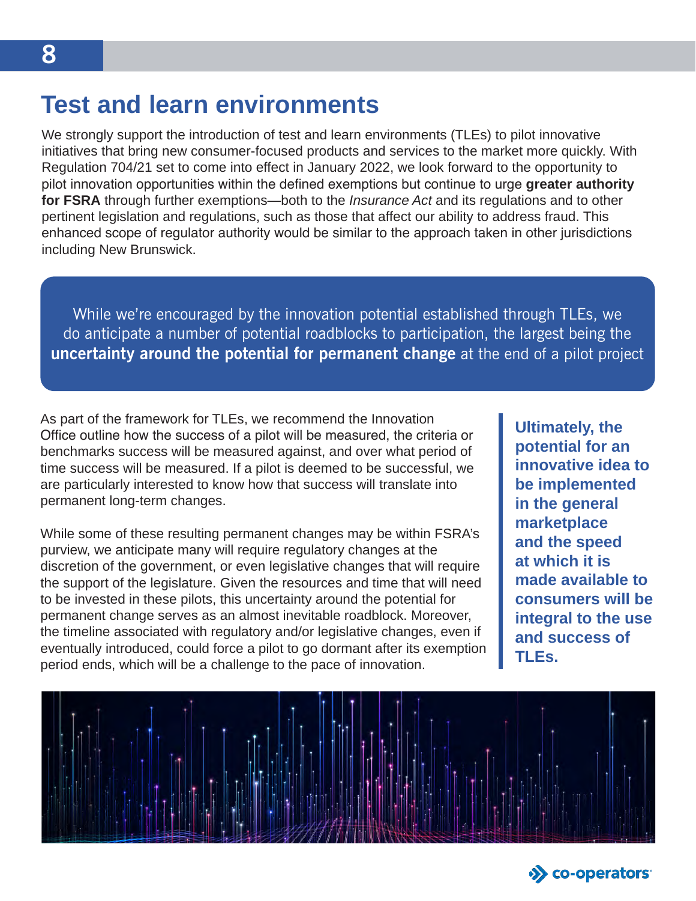# Test and learn environments

We strongly support the introduction of test and learn environments (TLEs) to pilot innovative initiatives that bring new consumer-focused products and services to the market more quickly. With Regulation 704/21 set to come into effect in January 2022, we look forward to the opportunity to pilot innovation opportunities within the defined exemptions but continue to urge **greater authority for FSRA** through further exemptions—both to the *Insurance Act* and its regulations and to other pertinent legislation and regulations, such as those that affect our ability to address fraud. This enhanced scope of regulator authority would be similar to the approach taken in other jurisdictions including New Brunswick.

> While we're encouraged by the innovation potential established through TLEs, we do anticipate a number of potential roadblocks to participation, the largest being the **uncertainty around the potential for permanent change** at the end of a pilot project

As part of the framework for TLEs, we recommend the Innovation Office outline how the success of a pilot will be measured, the criteria or benchmarks success will be measured against, and over what period of time success will be measured. If a pilot is deemed to be successful, we are particularly interested to know how that success will translate into permanent long-term changes.

While some of these resulting permanent changes may be within FSRA's purview, we anticipate many will require regulatory changes at the discretion of the government, or even legislative changes that will require the support of the legislature. Given the resources and time that will need to be invested in these pilots, this uncertainty around the potential for permanent change serves as an almost inevitable roadblock. Moreover, the timeline associated with regulatory and/or legislative changes, even if eventually introduced, could force a pilot to go dormant after its exemption period ends, which will be a challenge to the pace of innovation.

> **Ultimately, the potential for an innovative idea to be implemented in the general marketplace and the speed at which it is made available to consumers will be integral to the use and success of TLEs.**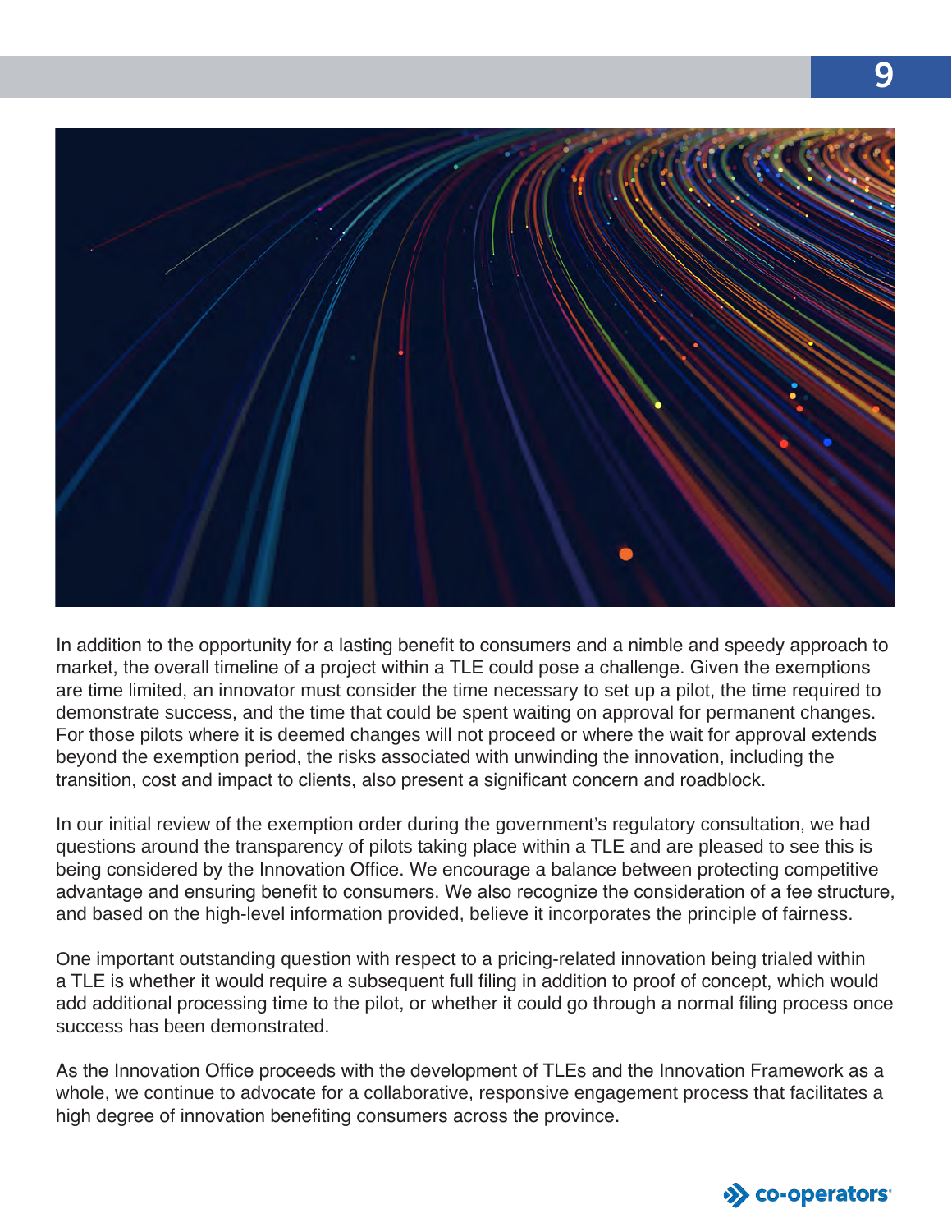In addition to the opportunity for a lasting benefit to consumers and a nimble and speedy approach to market, the overall timeline of a project within a TLE could pose a challenge. Given the exemptions are time limited, an innovator must consider the time necessary to set up a pilot, the time required to demonstrate success, and the time that could be spent waiting on approval for permanent changes. For those pilots where it is deemed changes will not proceed or where the wait for approval extends beyond the exemption period, the risks associated with unwinding the innovation, including the transition, cost and impact to clients, also present a significant concern and roadblock.

In our initial review of the exemption order during the government's regulatory consultation, we had questions around the transparency of pilots taking place within a TLE and are pleased to see this is being considered by the Innovation Office. We encourage a balance between protecting competitive advantage and ensuring benefit to consumers. We also recognize the consideration of a fee structure, and based on the high-level information provided, believe it incorporates the principle of fairness.

One important outstanding question with respect to a pricing-related innovation being trialed within a TLE is whether it would require a subsequent full filing in addition to proof of concept, which would add additional processing time to the pilot, or whether it could go through a normal filing process once success has been demonstrated.

As the Innovation Office proceeds with the development of TLEs and the Innovation Framework as a whole, we continue to advocate for a collaborative, responsive engagement process that facilitates a high degree of innovation benefiting consumers across the province.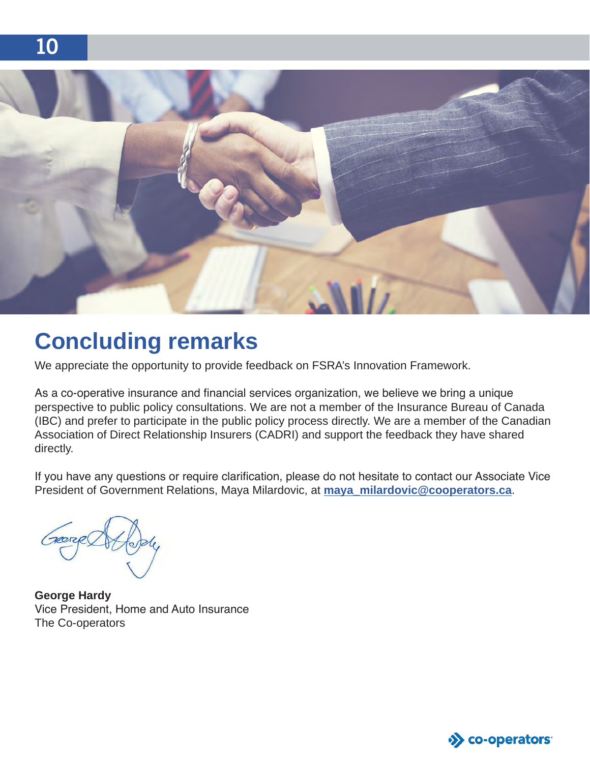# Concluding remarks

We appreciate the opportunity to provide feedback on FSRA's Innovation Framework.

As a co-operative insurance and financial services organization, we believe we bring a unique perspective to public policy consultations. We are not a member of the Insurance Bureau of Canada (IBC) and prefer to participate in the public policy process directly. We are a member of the Canadian Association of Direct Relationship Insurers (CADRI) and support the feedback they have shared directly.

If you have any questions or require clarification, please do not hesitate to contact our Associate Vice President of Government Relations, Maya Milardovic, at **maya_milardovic@cooperators.ca**.

**George Hardy**
Vice President, Home and Auto Insurance
The Co-operators